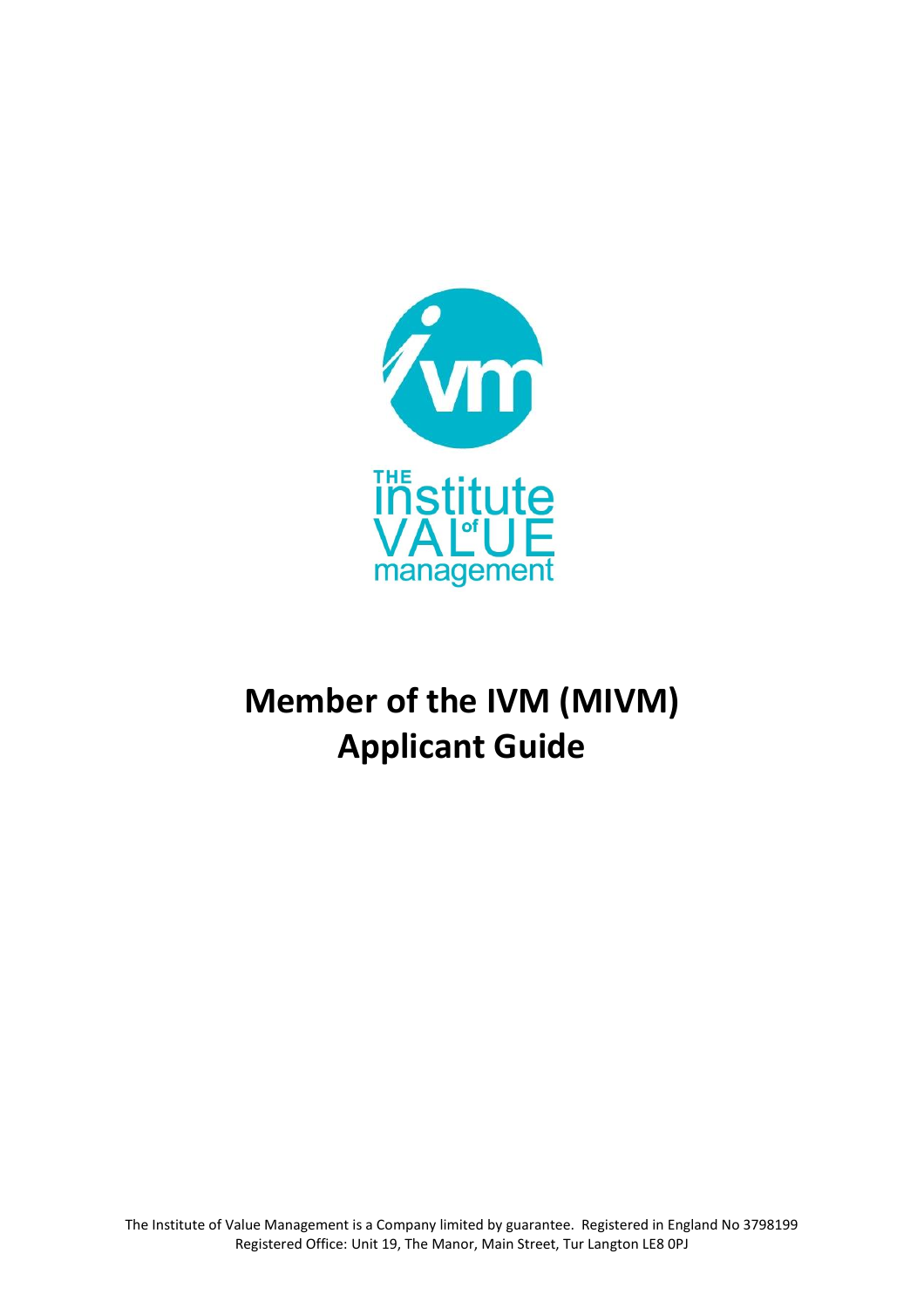# Member of the IVM (MIVM) Applicant Guide

The Institute of Value Management is a Company limited by guarantee. Registered in England No 3798199
Registered Office: Unit 19, The Manor, Main Street, Tur Langton LE8 0PJ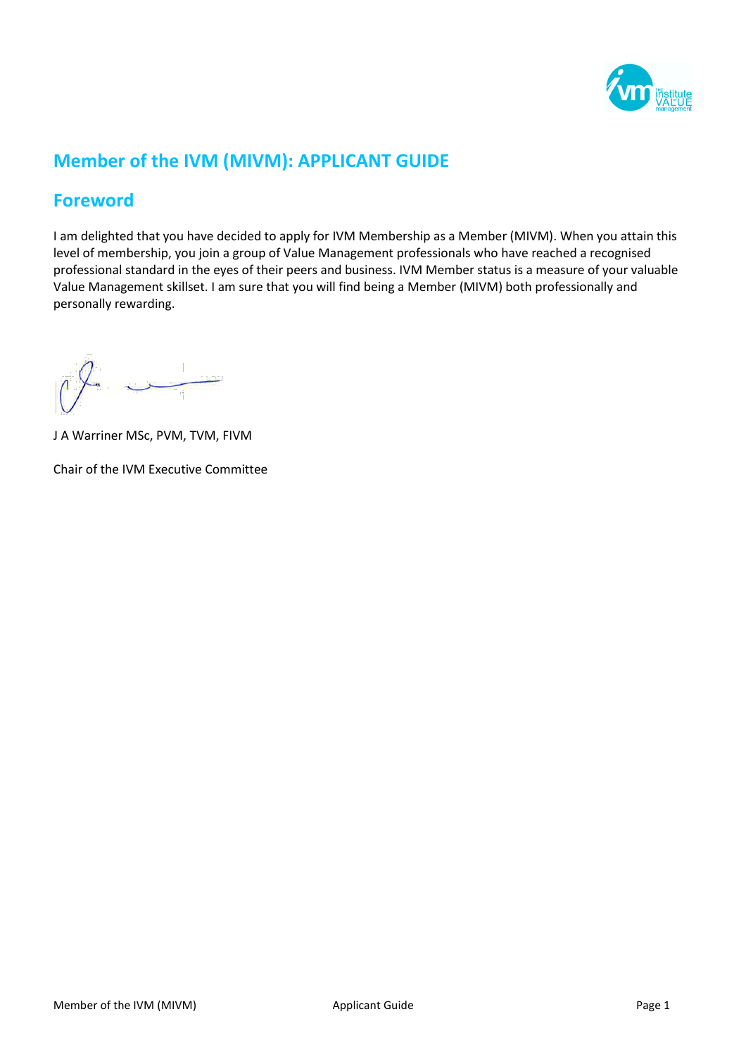# Member of the IVM (MIVM): APPLICANT GUIDE

## Foreword

I am delighted that you have decided to apply for IVM Membership as a Member (MIVM). When you attain this level of membership, you join a group of Value Management professionals who have reached a recognised professional standard in the eyes of their peers and business. IVM Member status is a measure of your valuable Value Management skillset. I am sure that you will find being a Member (MIVM) both professionally and personally rewarding.

J A Warriner MSc, PVM, TVM, FIVM

Chair of the IVM Executive Committee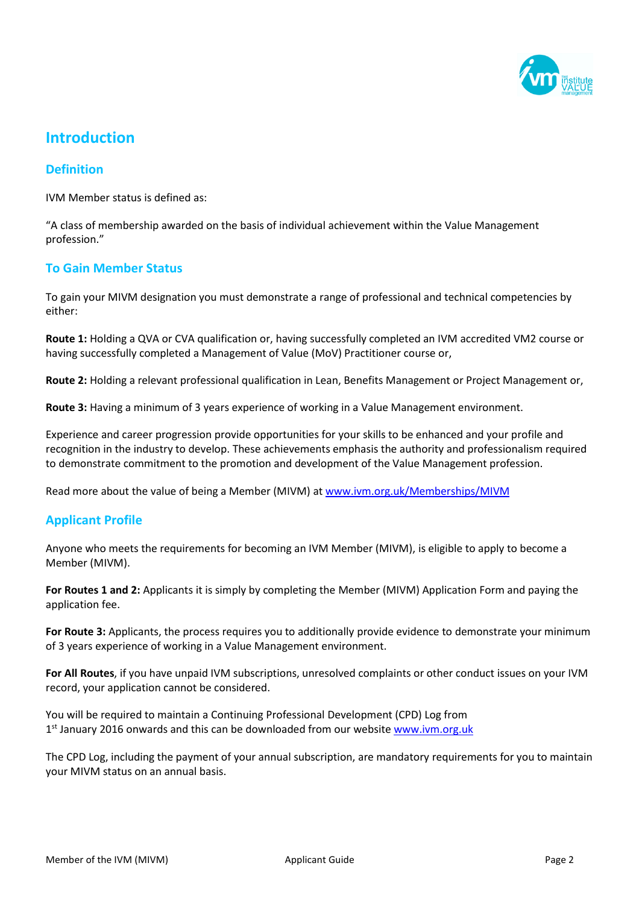# Introduction

## Definition

IVM Member status is defined as:

"A class of membership awarded on the basis of individual achievement within the Value Management profession."

## To Gain Member Status

To gain your MIVM designation you must demonstrate a range of professional and technical competencies by either:

**Route 1:** Holding a QVA or CVA qualification or, having successfully completed an IVM accredited VM2 course or having successfully completed a Management of Value (MoV) Practitioner course or,

**Route 2:** Holding a relevant professional qualification in Lean, Benefits Management or Project Management or,

**Route 3:** Having a minimum of 3 years experience of working in a Value Management environment.

Experience and career progression provide opportunities for your skills to be enhanced and your profile and recognition in the industry to develop. These achievements emphasis the authority and professionalism required to demonstrate commitment to the promotion and development of the Value Management profession.

Read more about the value of being a Member (MIVM) at [www.ivm.org.uk/Memberships/MIVM](www.ivm.org.uk/Memberships/MIVM)

## Applicant Profile

Anyone who meets the requirements for becoming an IVM Member (MIVM), is eligible to apply to become a Member (MIVM).

**For Routes 1 and 2:** Applicants it is simply by completing the Member (MIVM) Application Form and paying the application fee.

**For Route 3:** Applicants, the process requires you to additionally provide evidence to demonstrate your minimum of 3 years experience of working in a Value Management environment.

**For All Routes**, if you have unpaid IVM subscriptions, unresolved complaints or other conduct issues on your IVM record, your application cannot be considered.

You will be required to maintain a Continuing Professional Development (CPD) Log from 1st January 2016 onwards and this can be downloaded from our website [www.ivm.org.uk](www.ivm.org.uk)

The CPD Log, including the payment of your annual subscription, are mandatory requirements for you to maintain your MIVM status on an annual basis.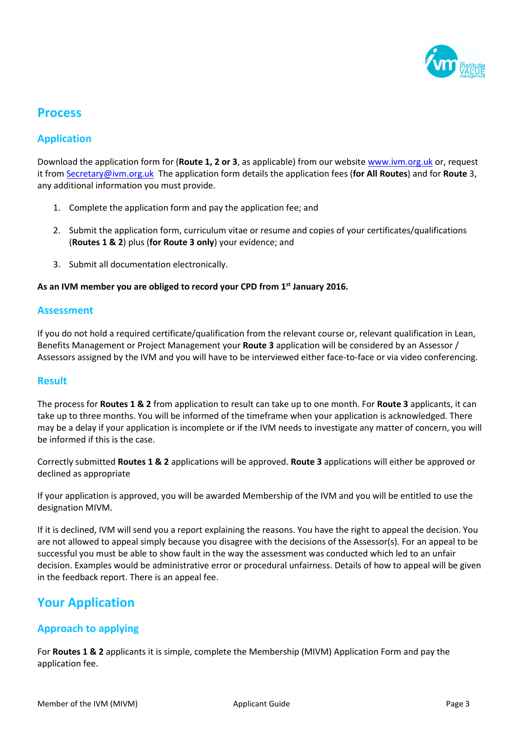# Process

## Application

Download the application form for (**Route 1, 2 or 3**, as applicable) from our website [www.ivm.org.uk](http://www.ivm.org.uk) or, request it from [Secretary@ivm.org.uk](mailto:Secretary@ivm.org.uk) The application form details the application fees (**for All Routes**) and for **Route** 3, any additional information you must provide.

1. Complete the application form and pay the application fee; and
2. Submit the application form, curriculum vitae or resume and copies of your certificates/qualifications (**Routes 1 & 2**) plus (**for Route 3 only**) your evidence; and
3. Submit all documentation electronically.

**As an IVM member you are obliged to record your CPD from 1st January 2016.**

## Assessment

If you do not hold a required certificate/qualification from the relevant course or, relevant qualification in Lean, Benefits Management or Project Management your **Route 3** application will be considered by an Assessor / Assessors assigned by the IVM and you will have to be interviewed either face-to-face or via video conferencing.

## Result

The process for **Routes 1 & 2** from application to result can take up to one month. For **Route 3** applicants, it can take up to three months. You will be informed of the timeframe when your application is acknowledged. There may be a delay if your application is incomplete or if the IVM needs to investigate any matter of concern, you will be informed if this is the case.

Correctly submitted **Routes 1 & 2** applications will be approved. **Route 3** applications will either be approved or declined as appropriate

If your application is approved, you will be awarded Membership of the IVM and you will be entitled to use the designation MIVM.

If it is declined, IVM will send you a report explaining the reasons. You have the right to appeal the decision. You are not allowed to appeal simply because you disagree with the decisions of the Assessor(s). For an appeal to be successful you must be able to show fault in the way the assessment was conducted which led to an unfair decision. Examples would be administrative error or procedural unfairness. Details of how to appeal will be given in the feedback report. There is an appeal fee.

# Your Application

## Approach to applying

For **Routes 1 & 2** applicants it is simple, complete the Membership (MIVM) Application Form and pay the application fee.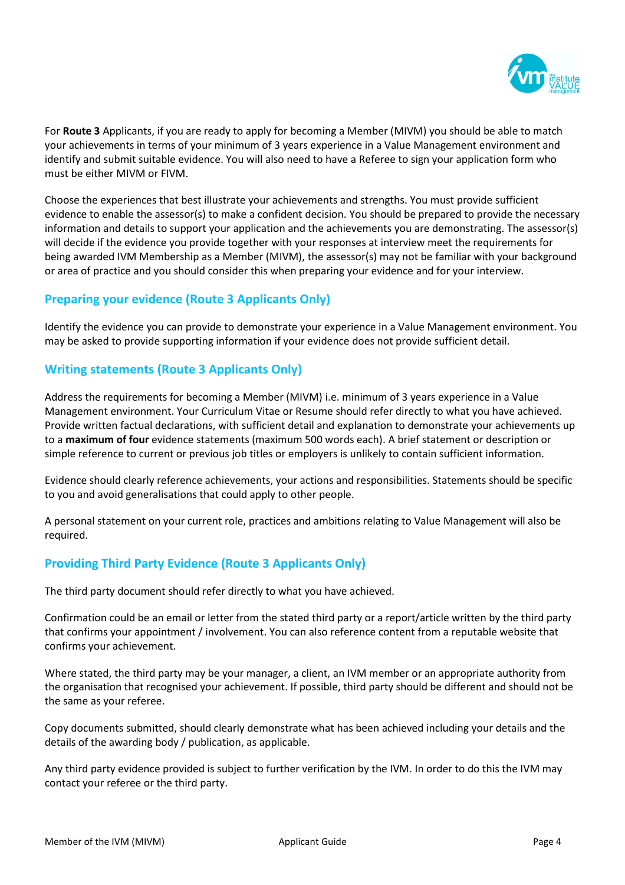For **Route 3** Applicants, if you are ready to apply for becoming a Member (MIVM) you should be able to match your achievements in terms of your minimum of 3 years experience in a Value Management environment and identify and submit suitable evidence. You will also need to have a Referee to sign your application form who must be either MIVM or FIVM.

Choose the experiences that best illustrate your achievements and strengths. You must provide sufficient evidence to enable the assessor(s) to make a confident decision. You should be prepared to provide the necessary information and details to support your application and the achievements you are demonstrating. The assessor(s) will decide if the evidence you provide together with your responses at interview meet the requirements for being awarded IVM Membership as a Member (MIVM), the assessor(s) may not be familiar with your background or area of practice and you should consider this when preparing your evidence and for your interview.

## Preparing your evidence (Route 3 Applicants Only)

Identify the evidence you can provide to demonstrate your experience in a Value Management environment. You may be asked to provide supporting information if your evidence does not provide sufficient detail.

## Writing statements (Route 3 Applicants Only)

Address the requirements for becoming a Member (MIVM) i.e. minimum of 3 years experience in a Value Management environment. Your Curriculum Vitae or Resume should refer directly to what you have achieved. Provide written factual declarations, with sufficient detail and explanation to demonstrate your achievements up to a **maximum of four** evidence statements (maximum 500 words each). A brief statement or description or simple reference to current or previous job titles or employers is unlikely to contain sufficient information.

Evidence should clearly reference achievements, your actions and responsibilities. Statements should be specific to you and avoid generalisations that could apply to other people.

A personal statement on your current role, practices and ambitions relating to Value Management will also be required.

## Providing Third Party Evidence (Route 3 Applicants Only)

The third party document should refer directly to what you have achieved.

Confirmation could be an email or letter from the stated third party or a report/article written by the third party that confirms your appointment / involvement. You can also reference content from a reputable website that confirms your achievement.

Where stated, the third party may be your manager, a client, an IVM member or an appropriate authority from the organisation that recognised your achievement. If possible, third party should be different and should not be the same as your referee.

Copy documents submitted, should clearly demonstrate what has been achieved including your details and the details of the awarding body / publication, as applicable.

Any third party evidence provided is subject to further verification by the IVM. In order to do this the IVM may contact your referee or the third party.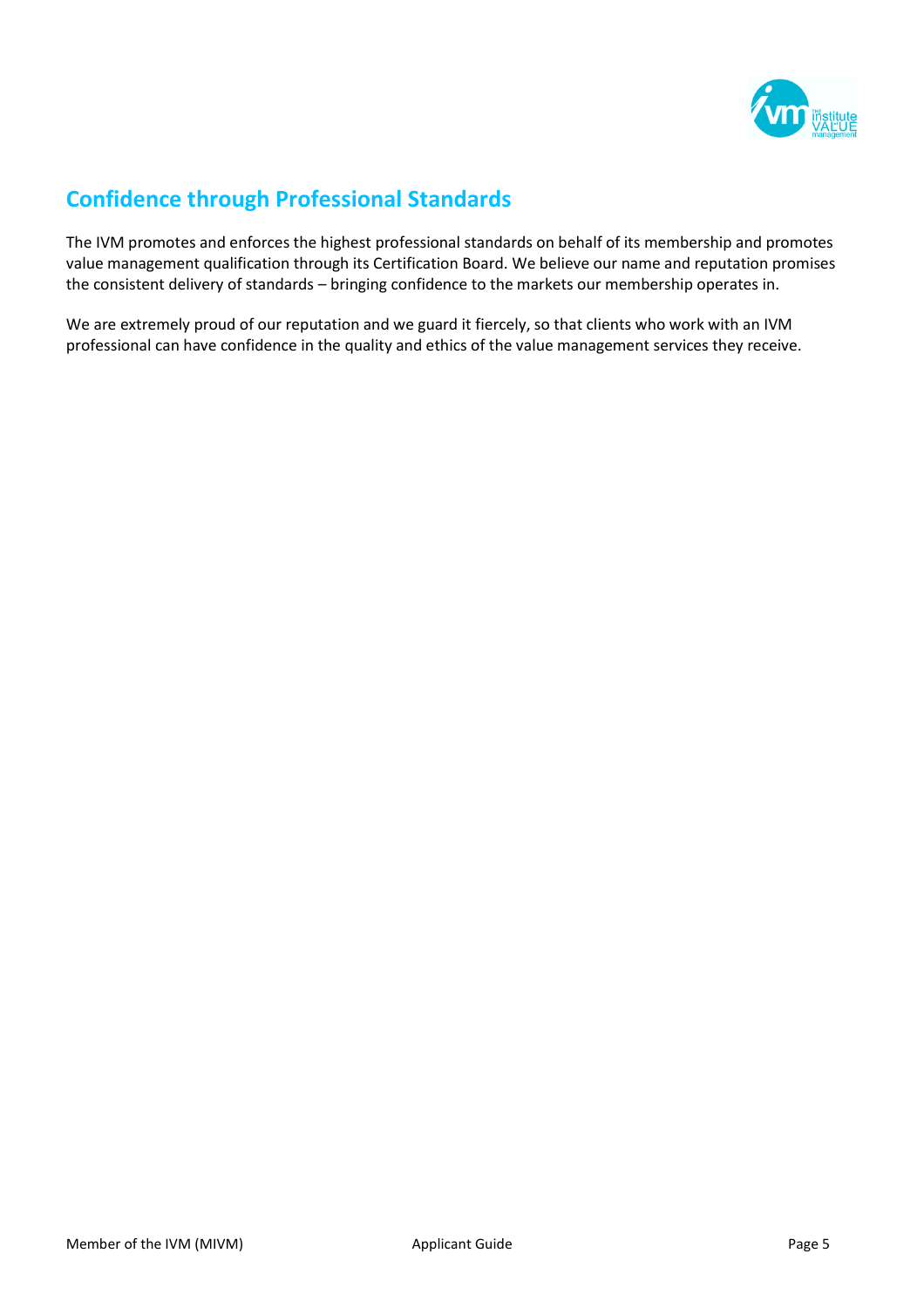## Confidence through Professional Standards

The IVM promotes and enforces the highest professional standards on behalf of its membership and promotes value management qualification through its Certification Board. We believe our name and reputation promises the consistent delivery of standards – bringing confidence to the markets our membership operates in.

We are extremely proud of our reputation and we guard it fiercely, so that clients who work with an IVM professional can have confidence in the quality and ethics of the value management services they receive.